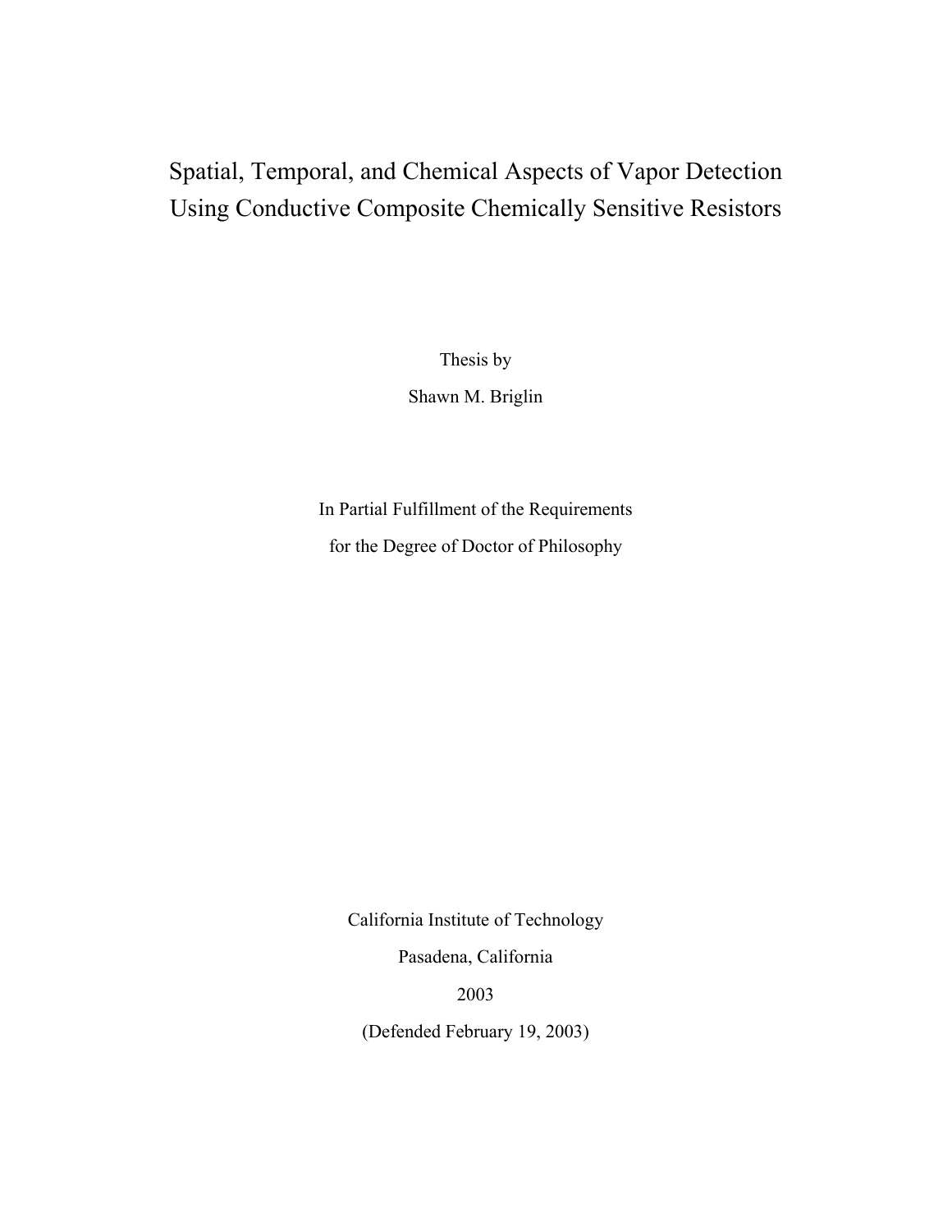# Spatial, Temporal, and Chemical Aspects of Vapor Detection Using Conductive Composite Chemically Sensitive Resistors

Thesis by

Shawn M. Briglin

In Partial Fulfillment of the Requirements

for the Degree of Doctor of Philosophy

California Institute of Technology

Pasadena, California

2003

(Defended February 19, 2003)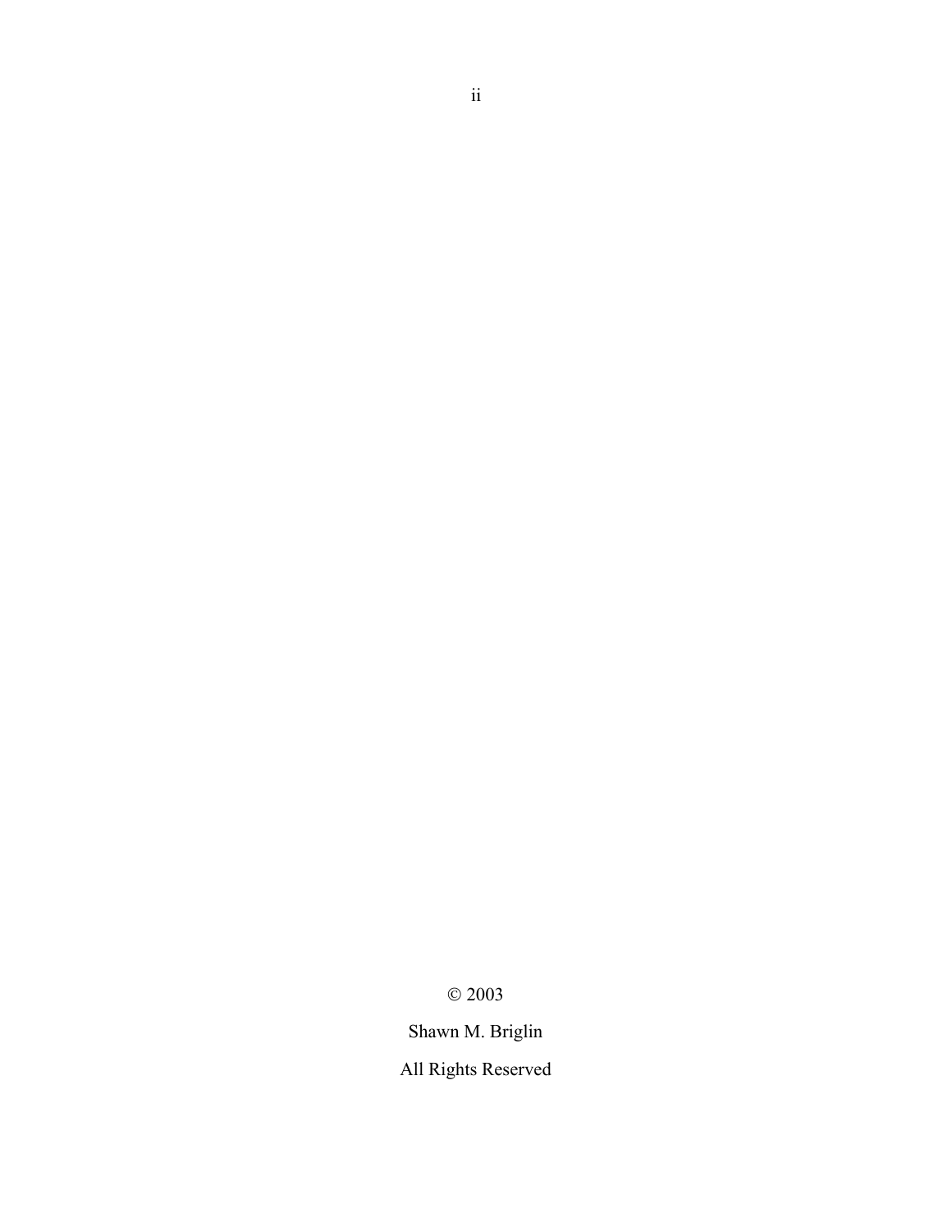© 2003

Shawn M. Briglin

All Rights Reserved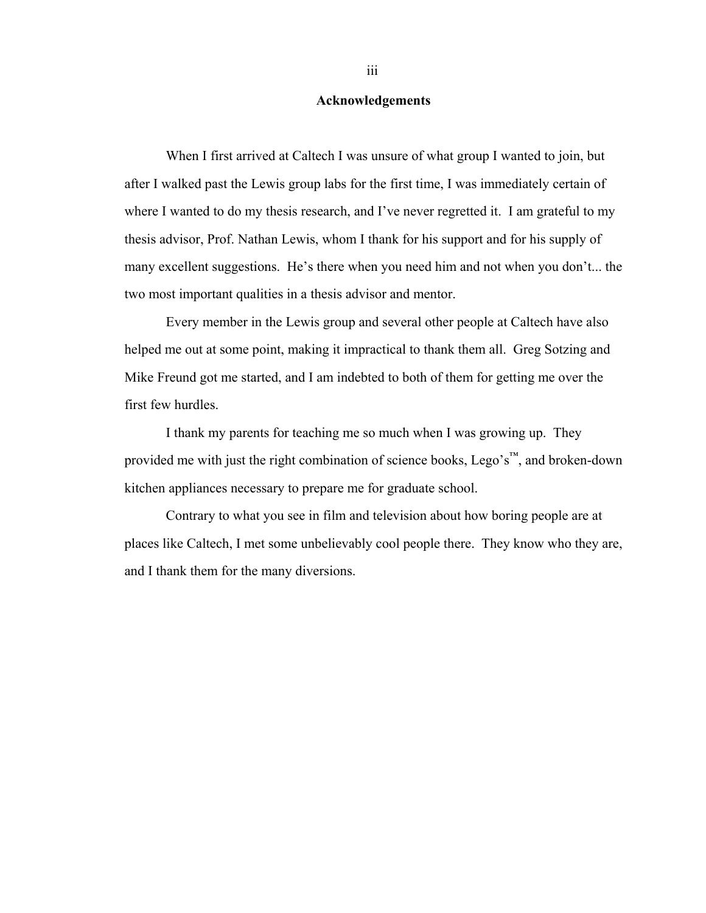# Acknowledgements

When I first arrived at Caltech I was unsure of what group I wanted to join, but after I walked past the Lewis group labs for the first time, I was immediately certain of where I wanted to do my thesis research, and I've never regretted it. I am grateful to my thesis advisor, Prof. Nathan Lewis, whom I thank for his support and for his supply of many excellent suggestions. He's there when you need him and not when you don't... the two most important qualities in a thesis advisor and mentor.

Every member in the Lewis group and several other people at Caltech have also helped me out at some point, making it impractical to thank them all. Greg Sotzing and Mike Freund got me started, and I am indebted to both of them for getting me over the first few hurdles.

I thank my parents for teaching me so much when I was growing up. They provided me with just the right combination of science books, Lego's™, and broken-down kitchen appliances necessary to prepare me for graduate school.

Contrary to what you see in film and television about how boring people are at places like Caltech, I met some unbelievably cool people there. They know who they are, and I thank them for the many diversions.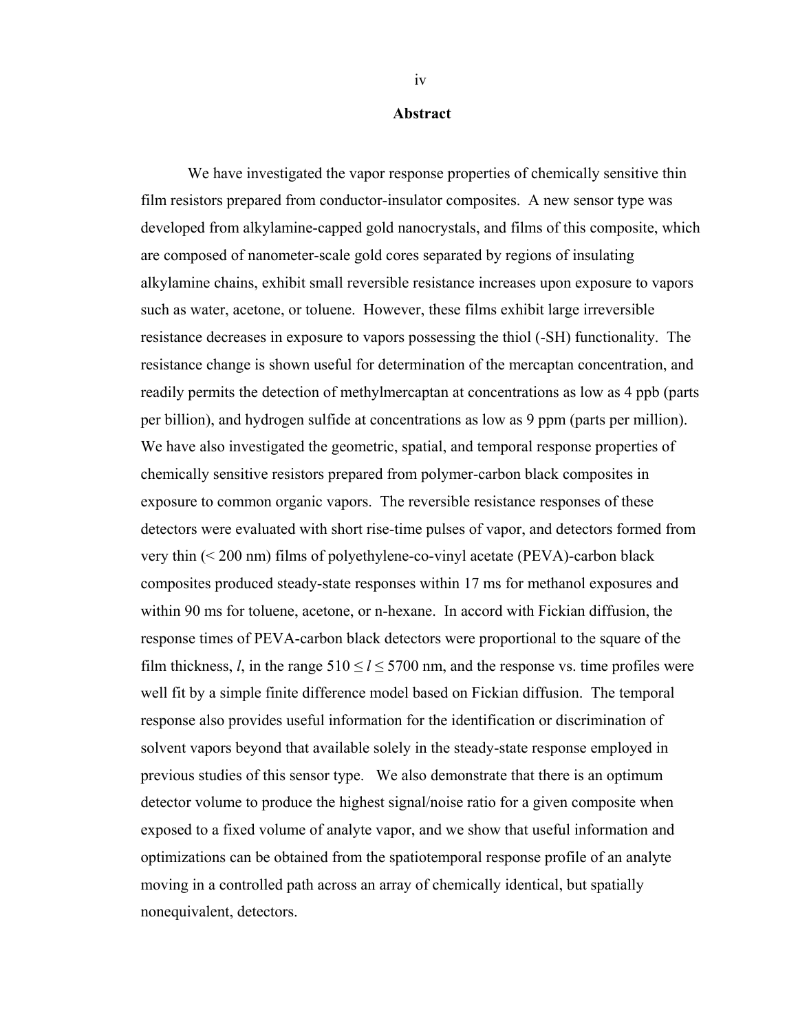# Abstract

We have investigated the vapor response properties of chemically sensitive thin film resistors prepared from conductor-insulator composites. A new sensor type was developed from alkylamine-capped gold nanocrystals, and films of this composite, which are composed of nanometer-scale gold cores separated by regions of insulating alkylamine chains, exhibit small reversible resistance increases upon exposure to vapors such as water, acetone, or toluene. However, these films exhibit large irreversible resistance decreases in exposure to vapors possessing the thiol (-SH) functionality. The resistance change is shown useful for determination of the mercaptan concentration, and readily permits the detection of methylmercaptan at concentrations as low as 4 ppb (parts per billion), and hydrogen sulfide at concentrations as low as 9 ppm (parts per million). We have also investigated the geometric, spatial, and temporal response properties of chemically sensitive resistors prepared from polymer-carbon black composites in exposure to common organic vapors. The reversible resistance responses of these detectors were evaluated with short rise-time pulses of vapor, and detectors formed from very thin (< 200 nm) films of polyethylene-co-vinyl acetate (PEVA)-carbon black composites produced steady-state responses within 17 ms for methanol exposures and within 90 ms for toluene, acetone, or n-hexane. In accord with Fickian diffusion, the response times of PEVA-carbon black detectors were proportional to the square of the film thickness, $l$, in the range $510 \leq l \leq 5700$ nm, and the response vs. time profiles were well fit by a simple finite difference model based on Fickian diffusion. The temporal response also provides useful information for the identification or discrimination of solvent vapors beyond that available solely in the steady-state response employed in previous studies of this sensor type. We also demonstrate that there is an optimum detector volume to produce the highest signal/noise ratio for a given composite when exposed to a fixed volume of analyte vapor, and we show that useful information and optimizations can be obtained from the spatiotemporal response profile of an analyte moving in a controlled path across an array of chemically identical, but spatially nonequivalent, detectors.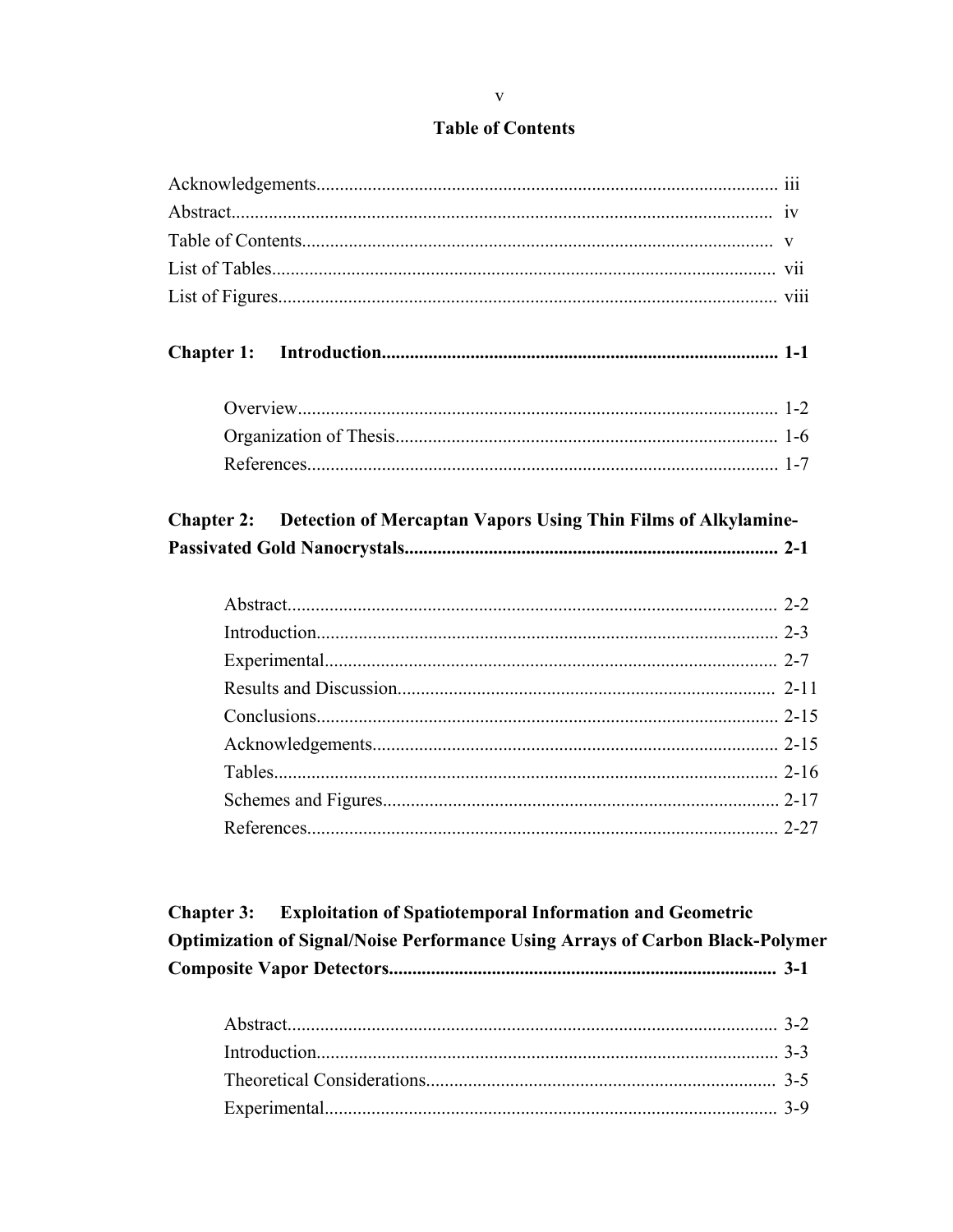# Table of Contents

Acknowledgements.................................................................................................. iii
Abstract................................................................................................... iv
Table of Contents.................................................................................... v
List of Tables........................................................................................... vii
List of Figures......................................................................................... viii

**Chapter 1: Introduction.................................................................................... 1-1**

Overview...................................................................................... 1-2
Organization of Thesis................................................................. 1-6
References.................................................................................... 1-7

**Chapter 2: Detection of Mercaptan Vapors Using Thin Films of Alkylamine-Passivated Gold Nanocrystals................................................................................ 2-1**

Abstract......................................................................................... 2-2
Introduction.................................................................................. 2-3
Experimental................................................................................ 2-7
Results and Discussion................................................................ 2-11
Conclusions.................................................................................. 2-15
Acknowledgements...................................................................... 2-15
Tables........................................................................................... 2-16
Schemes and Figures.................................................................... 2-17
References.................................................................................... 2-27

**Chapter 3: Exploitation of Spatiotemporal Information and Geometric Optimization of Signal/Noise Performance Using Arrays of Carbon Black-Polymer Composite Vapor Detectors.................................................................................. 3-1**

Abstract......................................................................................... 3-2
Introduction.................................................................................. 3-3
Theoretical Considerations........................................................... 3-5
Experimental................................................................................ 3-9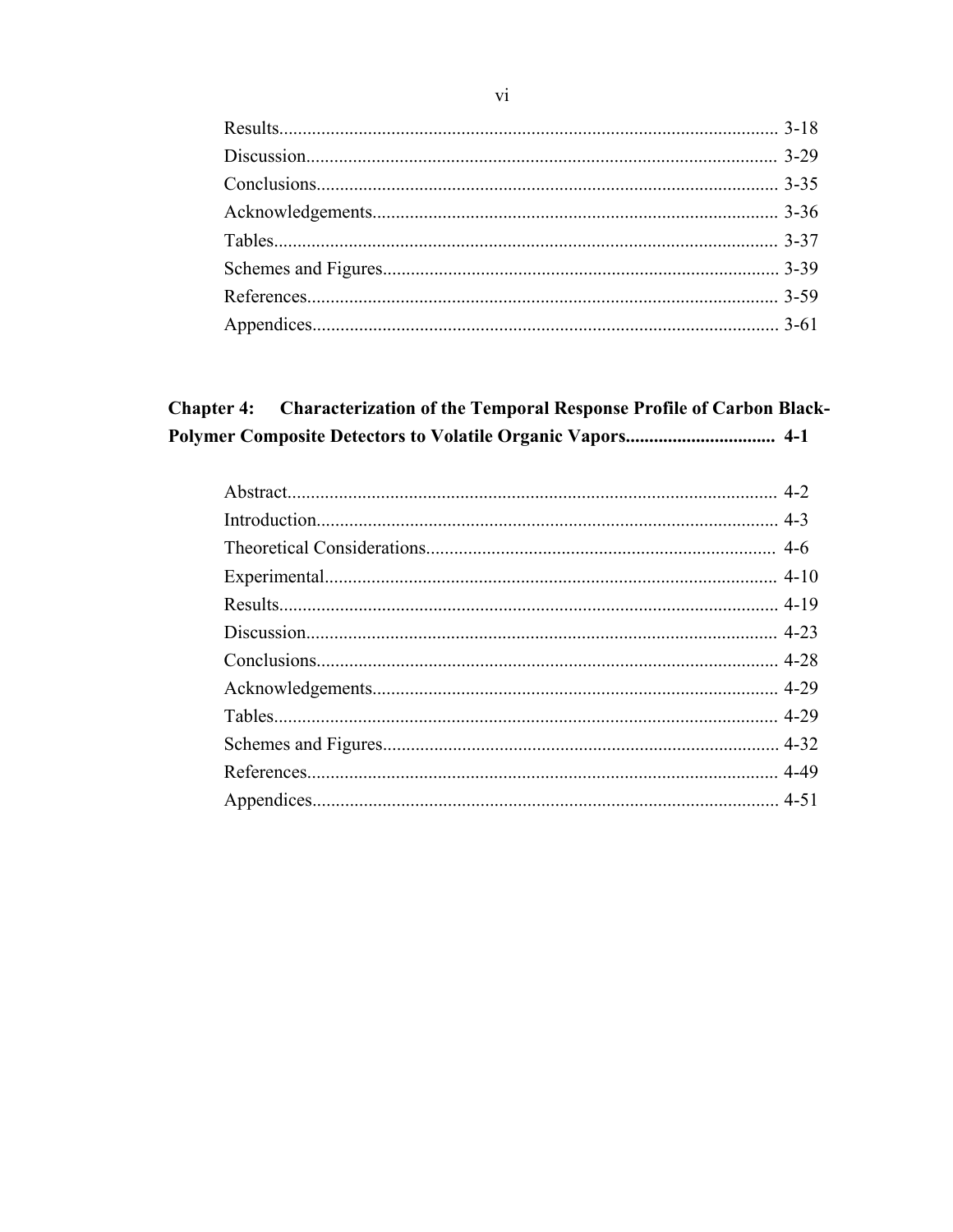Results........................................................................................................ 3-18
Discussion.................................................................................................. 3-29
Conclusions................................................................................................ 3-35
Acknowledgements.................................................................................... 3-36
Tables......................................................................................................... 3-37
Schemes and Figures.................................................................................. 3-39
References.................................................................................................. 3-59
Appendices................................................................................................. 3-61

**Chapter 4: Characterization of the Temporal Response Profile of Carbon Black-Polymer Composite Detectors to Volatile Organic Vapors............................... 4-1**

Abstract...................................................................................................... 4-2
Introduction................................................................................................ 4-3
Theoretical Considerations......................................................................... 4-6
Experimental.............................................................................................. 4-10
Results........................................................................................................ 4-19
Discussion.................................................................................................. 4-23
Conclusions................................................................................................ 4-28
Acknowledgements.................................................................................... 4-29
Tables......................................................................................................... 4-29
Schemes and Figures.................................................................................. 4-32
References.................................................................................................. 4-49
Appendices................................................................................................. 4-51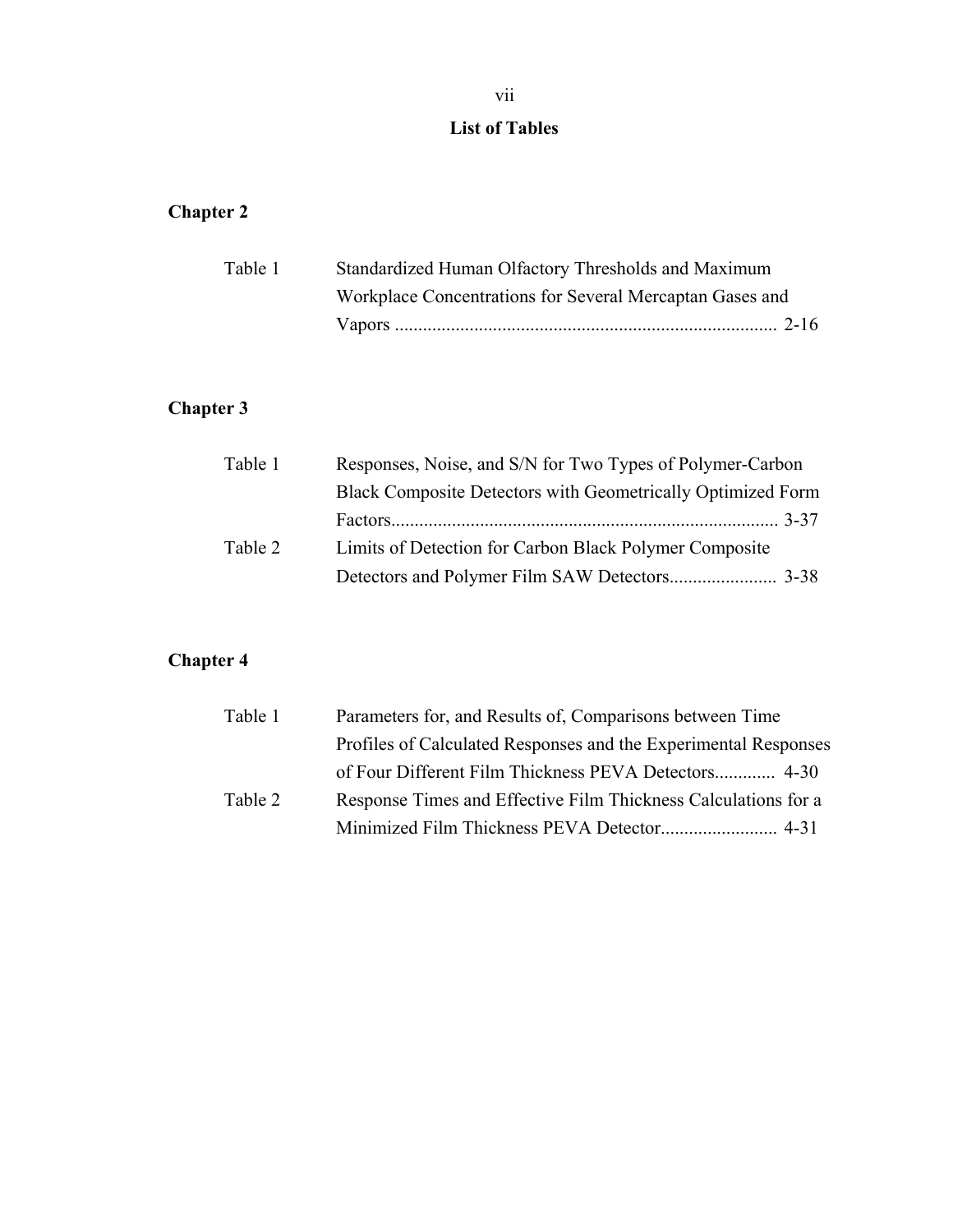# List of Tables

## Chapter 2

| | | |
|---|---|---|
| Table 1 | Standardized Human Olfactory Thresholds and Maximum Workplace Concentrations for Several Mercaptan Gases and Vapors | 2-16 |

## Chapter 3

| | | |
|---|---|---|
| Table 1 | Responses, Noise, and S/N for Two Types of Polymer-Carbon Black Composite Detectors with Geometrically Optimized Form Factors | 3-37 |
| Table 2 | Limits of Detection for Carbon Black Polymer Composite Detectors and Polymer Film SAW Detectors | 3-38 |

## Chapter 4

| | | |
|---|---|---|
| Table 1 | Parameters for, and Results of, Comparisons between Time Profiles of Calculated Responses and the Experimental Responses of Four Different Film Thickness PEVA Detectors | 4-30 |
| Table 2 | Response Times and Effective Film Thickness Calculations for a Minimized Film Thickness PEVA Detector | 4-31 |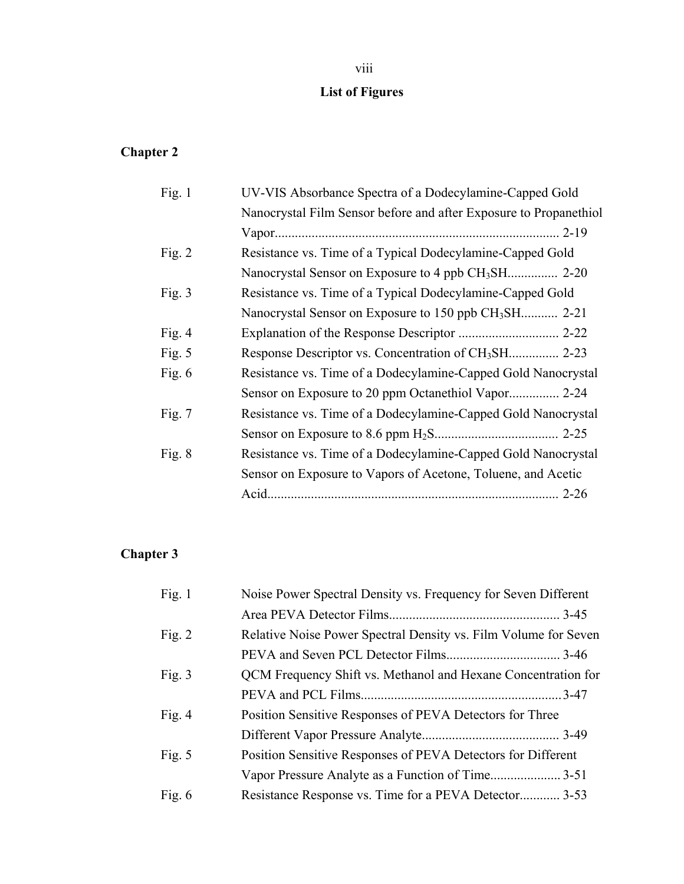# List of Figures

## Chapter 2

| | | |
|---|---|---|
| Fig. 1 | UV-VIS Absorbance Spectra of a Dodecylamine-Capped Gold Nanocrystal Film Sensor before and after Exposure to Propanethiol Vapor | 2-19 |
| Fig. 2 | Resistance vs. Time of a Typical Dodecylamine-Capped Gold Nanocrystal Sensor on Exposure to 4 ppb $CH_3SH$ | 2-20 |
| Fig. 3 | Resistance vs. Time of a Typical Dodecylamine-Capped Gold Nanocrystal Sensor on Exposure to 150 ppb $CH_3SH$ | 2-21 |
| Fig. 4 | Explanation of the Response Descriptor | 2-22 |
| Fig. 5 | Response Descriptor vs. Concentration of $CH_3SH$ | 2-23 |
| Fig. 6 | Resistance vs. Time of a Dodecylamine-Capped Gold Nanocrystal Sensor on Exposure to 20 ppm Octanethiol Vapor | 2-24 |
| Fig. 7 | Resistance vs. Time of a Dodecylamine-Capped Gold Nanocrystal Sensor on Exposure to 8.6 ppm $H_2S$ | 2-25 |
| Fig. 8 | Resistance vs. Time of a Dodecylamine-Capped Gold Nanocrystal Sensor on Exposure to Vapors of Acetone, Toluene, and Acetic Acid | 2-26 |

## Chapter 3

| | | |
|---|---|---|
| Fig. 1 | Noise Power Spectral Density vs. Frequency for Seven Different Area PEVA Detector Films | 3-45 |
| Fig. 2 | Relative Noise Power Spectral Density vs. Film Volume for Seven PEVA and Seven PCL Detector Films | 3-46 |
| Fig. 3 | QCM Frequency Shift vs. Methanol and Hexane Concentration for PEVA and PCL Films | 3-47 |
| Fig. 4 | Position Sensitive Responses of PEVA Detectors for Three Different Vapor Pressure Analyte | 3-49 |
| Fig. 5 | Position Sensitive Responses of PEVA Detectors for Different Vapor Pressure Analyte as a Function of Time | 3-51 |
| Fig. 6 | Resistance Response vs. Time for a PEVA Detector | 3-53 |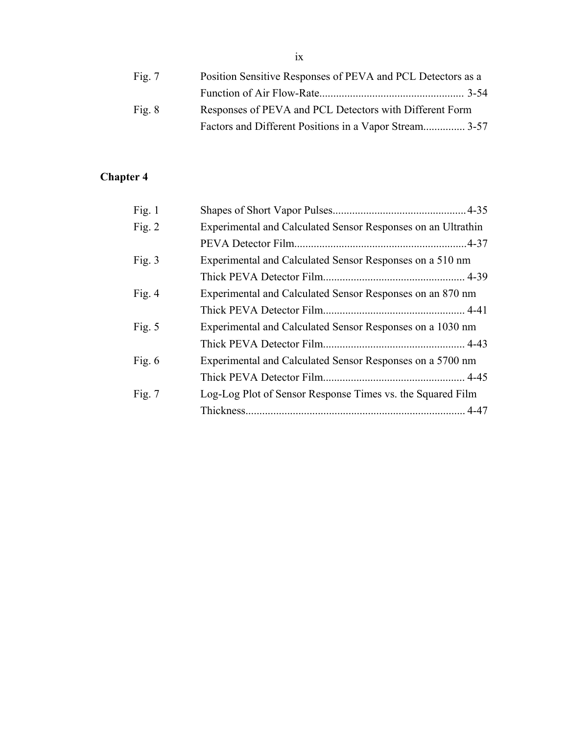| | | |
|---|---|---|
| Fig. 7 | Position Sensitive Responses of PEVA and PCL Detectors as a Function of Air Flow-Rate | 3-54 |
| Fig. 8 | Responses of PEVA and PCL Detectors with Different Form Factors and Different Positions in a Vapor Stream | 3-57 |

## Chapter 4

| | | |
|---|---|---|
| Fig. 1 | Shapes of Short Vapor Pulses | 4-35 |
| Fig. 2 | Experimental and Calculated Sensor Responses on an Ultrathin PEVA Detector Film | 4-37 |
| Fig. 3 | Experimental and Calculated Sensor Responses on a 510 nm Thick PEVA Detector Film | 4-39 |
| Fig. 4 | Experimental and Calculated Sensor Responses on an 870 nm Thick PEVA Detector Film | 4-41 |
| Fig. 5 | Experimental and Calculated Sensor Responses on a 1030 nm Thick PEVA Detector Film | 4-43 |
| Fig. 6 | Experimental and Calculated Sensor Responses on a 5700 nm Thick PEVA Detector Film | 4-45 |
| Fig. 7 | Log-Log Plot of Sensor Response Times vs. the Squared Film Thickness | 4-47 |